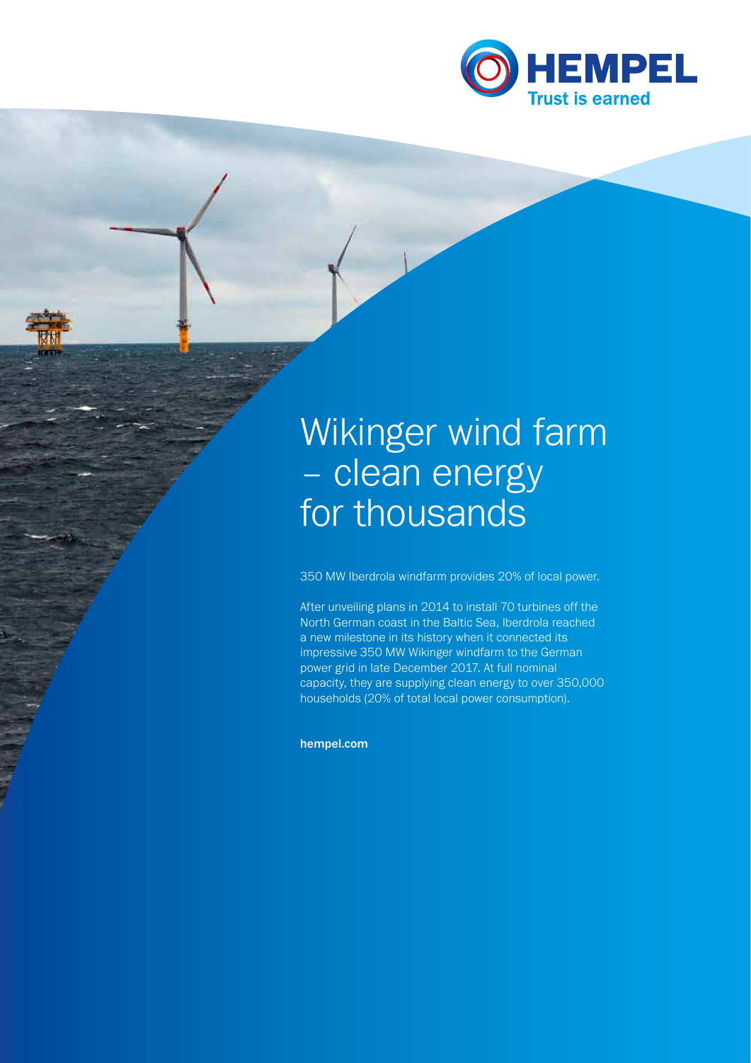HEMPEL
Trust is earned

# Wikinger wind farm – clean energy for thousands

350 MW Iberdrola windfarm provides 20% of local power.

After unveiling plans in 2014 to install 70 turbines off the North German coast in the Baltic Sea, Iberdrola reached a new milestone in its history when it connected its impressive 350 MW Wikinger windfarm to the German power grid in late December 2017. At full nominal capacity, they are supplying clean energy to over 350,000 households (20% of total local power consumption).

**hempel.com**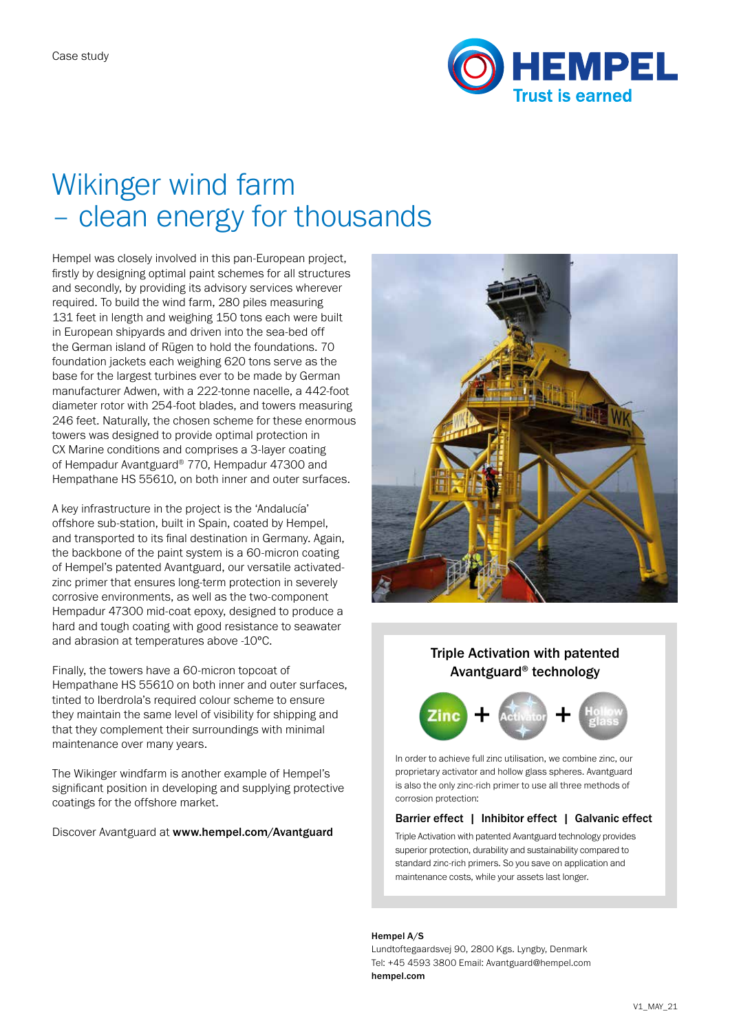Case study

# Wikinger wind farm – clean energy for thousands

Hempel was closely involved in this pan-European project, firstly by designing optimal paint schemes for all structures and secondly, by providing its advisory services wherever required. To build the wind farm, 280 piles measuring 131 feet in length and weighing 150 tons each were built in European shipyards and driven into the sea-bed off the German island of Rügen to hold the foundations. 70 foundation jackets each weighing 620 tons serve as the base for the largest turbines ever to be made by German manufacturer Adwen, with a 222-tonne nacelle, a 442-foot diameter rotor with 254-foot blades, and towers measuring 246 feet. Naturally, the chosen scheme for these enormous towers was designed to provide optimal protection in CX Marine conditions and comprises a 3-layer coating of Hempadur Avantguard® 770, Hempadur 47300 and Hempathane HS 55610, on both inner and outer surfaces.

A key infrastructure in the project is the 'Andalucía' offshore sub-station, built in Spain, coated by Hempel, and transported to its final destination in Germany. Again, the backbone of the paint system is a 60-micron coating of Hempel's patented Avantguard, our versatile activated-zinc primer that ensures long-term protection in severely corrosive environments, as well as the two-component Hempadur 47300 mid-coat epoxy, designed to produce a hard and tough coating with good resistance to seawater and abrasion at temperatures above -10°C.

Finally, the towers have a 60-micron topcoat of Hempathane HS 55610 on both inner and outer surfaces, tinted to Iberdrola's required colour scheme to ensure they maintain the same level of visibility for shipping and that they complement their surroundings with minimal maintenance over many years.

The Wikinger windfarm is another example of Hempel's significant position in developing and supplying protective coatings for the offshore market.

Discover Avantguard at **www.hempel.com/Avantguard**

### Triple Activation with patented Avantguard® technology

Zinc + Activator + Hollow glass

In order to achieve full zinc utilisation, we combine zinc, our proprietary activator and hollow glass spheres. Avantguard is also the only zinc-rich primer to use all three methods of corrosion protection:

**Barrier effect | Inhibitor effect | Galvanic effect**

Triple Activation with patented Avantguard technology provides superior protection, durability and sustainability compared to standard zinc-rich primers. So you save on application and maintenance costs, while your assets last longer.

**Hempel A/S**
Lundtoftegaardsvej 90, 2800 Kgs. Lyngby, Denmark
Tel: +45 4593 3800 Email: Avantguard@hempel.com
**hempel.com**

V1_MAY_21